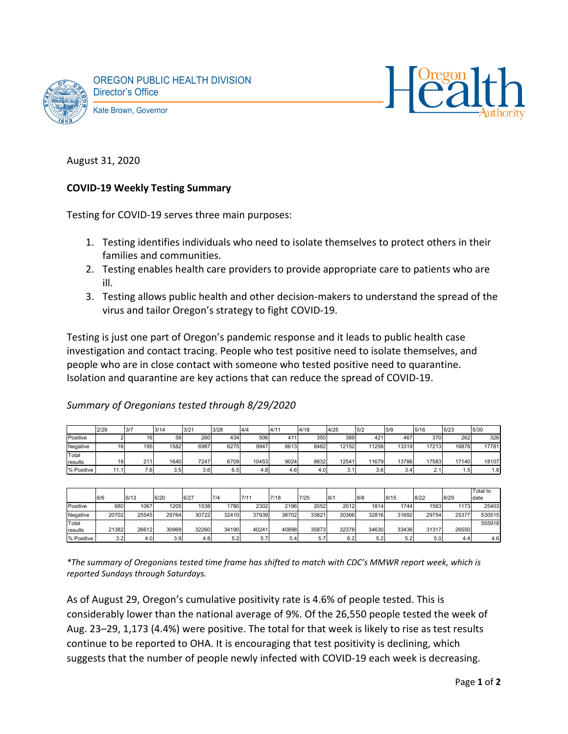OREGON PUBLIC HEALTH DIVISION
Director's Office
Kate Brown, Governor

August 31, 2020

**COVID-19 Weekly Testing Summary**

Testing for COVID-19 serves three main purposes:

1. Testing identifies individuals who need to isolate themselves to protect others in their families and communities.
2. Testing enables health care providers to provide appropriate care to patients who are ill.
3. Testing allows public health and other decision-makers to understand the spread of the virus and tailor Oregon's strategy to fight COVID-19.

Testing is just one part of Oregon's pandemic response and it leads to public health case investigation and contact tracing. People who test positive need to isolate themselves, and people who are in close contact with someone who tested positive need to quarantine. Isolation and quarantine are key actions that can reduce the spread of COVID-19.

*Summary of Oregonians tested through 8/29/2020*

| | 2/29 | 3/7 | 3/14 | 3/21 | 3/28 | 4/4 | 4/11 | 4/18 | 4/25 | 5/2 | 5/9 | 5/16 | 5/23 | 5/30 |
|---|---|---|---|---|---|---|---|---|---|---|---|---|---|---|
| Positive | 2 | 16 | 58 | 260 | 434 | 506 | 411 | 350 | 389 | 421 | 467 | 370 | 262 | 326 |
| Negative | 16 | 195 | 1582 | 6987 | 6275 | 9947 | 8613 | 8482 | 12152 | 11258 | 13319 | 17213 | 16878 | 17781 |
| Total results | 18 | 211 | 1640 | 7247 | 6709 | 10453 | 9024 | 8832 | 12541 | 11679 | 13786 | 17583 | 17140 | 18107 |
| % Positive | 11.1 | 7.6 | 3.5 | 3.6 | 6.5 | 4.8 | 4.6 | 4.0 | 3.1 | 3.6 | 3.4 | 2.1 | 1.5 | 1.8 |

| | 6/6 | 6/13 | 6/20 | 6/27 | 7/4 | 7/11 | 7/18 | 7/25 | 8/1 | 8/8 | 8/15 | 8/22 | 8/29 | Total to date |
|---|---|---|---|---|---|---|---|---|---|---|---|---|---|---|
| Positive | 680 | 1067 | 1205 | 1538 | 1780 | 2302 | 2196 | 2052 | 2012 | 1814 | 1744 | 1563 | 1173 | 25403 |
| Negative | 20702 | 25545 | 29764 | 30722 | 32410 | 37939 | 38702 | 33821 | 30366 | 32816 | 31692 | 29754 | 25377 | 530515 |
| Total results | 21382 | 26612 | 30969 | 32260 | 34190 | 40241 | 40898 | 35873 | 32378 | 34630 | 33436 | 31317 | 26550 | 555918 |
| % Positive | 3.2 | 4.0 | 3.9 | 4.8 | 5.2 | 5.7 | 5.4 | 5.7 | 6.2 | 5.2 | 5.2 | 5.0 | 4.4 | 4.6 |

*\*The summary of Oregonians tested time frame has shifted to match with CDC's MMWR report week, which is reported Sundays through Saturdays.*

As of August 29, Oregon's cumulative positivity rate is 4.6% of people tested. This is considerably lower than the national average of 9%. Of the 26,550 people tested the week of Aug. 23–29, 1,173 (4.4%) were positive. The total for that week is likely to rise as test results continue to be reported to OHA. It is encouraging that test positivity is declining, which suggests that the number of people newly infected with COVID-19 each week is decreasing.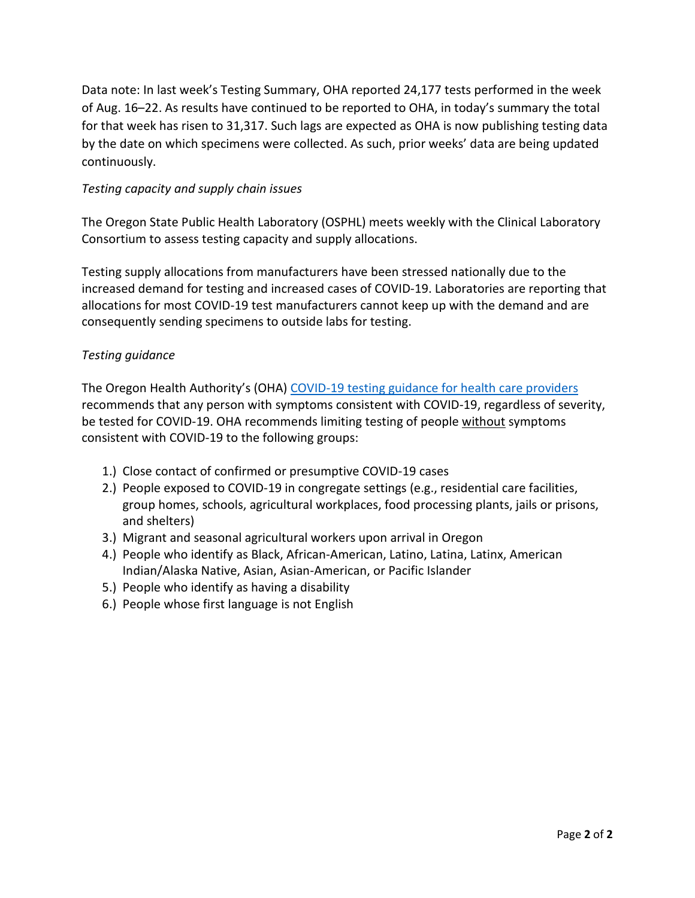Data note: In last week's Testing Summary, OHA reported 24,177 tests performed in the week of Aug. 16–22. As results have continued to be reported to OHA, in today's summary the total for that week has risen to 31,317. Such lags are expected as OHA is now publishing testing data by the date on which specimens were collected. As such, prior weeks' data are being updated continuously.

*Testing capacity and supply chain issues*

The Oregon State Public Health Laboratory (OSPHL) meets weekly with the Clinical Laboratory Consortium to assess testing capacity and supply allocations.

Testing supply allocations from manufacturers have been stressed nationally due to the increased demand for testing and increased cases of COVID-19. Laboratories are reporting that allocations for most COVID-19 test manufacturers cannot keep up with the demand and are consequently sending specimens to outside labs for testing.

*Testing guidance*

The Oregon Health Authority's (OHA) [COVID-19 testing guidance for health care providers](COVID-19 testing guidance for health care providers) recommends that any person with symptoms consistent with COVID-19, regardless of severity, be tested for COVID-19. OHA recommends limiting testing of people <u>without</u> symptoms consistent with COVID-19 to the following groups:

1.) Close contact of confirmed or presumptive COVID-19 cases
2.) People exposed to COVID-19 in congregate settings (e.g., residential care facilities, group homes, schools, agricultural workplaces, food processing plants, jails or prisons, and shelters)
3.) Migrant and seasonal agricultural workers upon arrival in Oregon
4.) People who identify as Black, African-American, Latino, Latina, Latinx, American Indian/Alaska Native, Asian, Asian-American, or Pacific Islander
5.) People who identify as having a disability
6.) People whose first language is not English